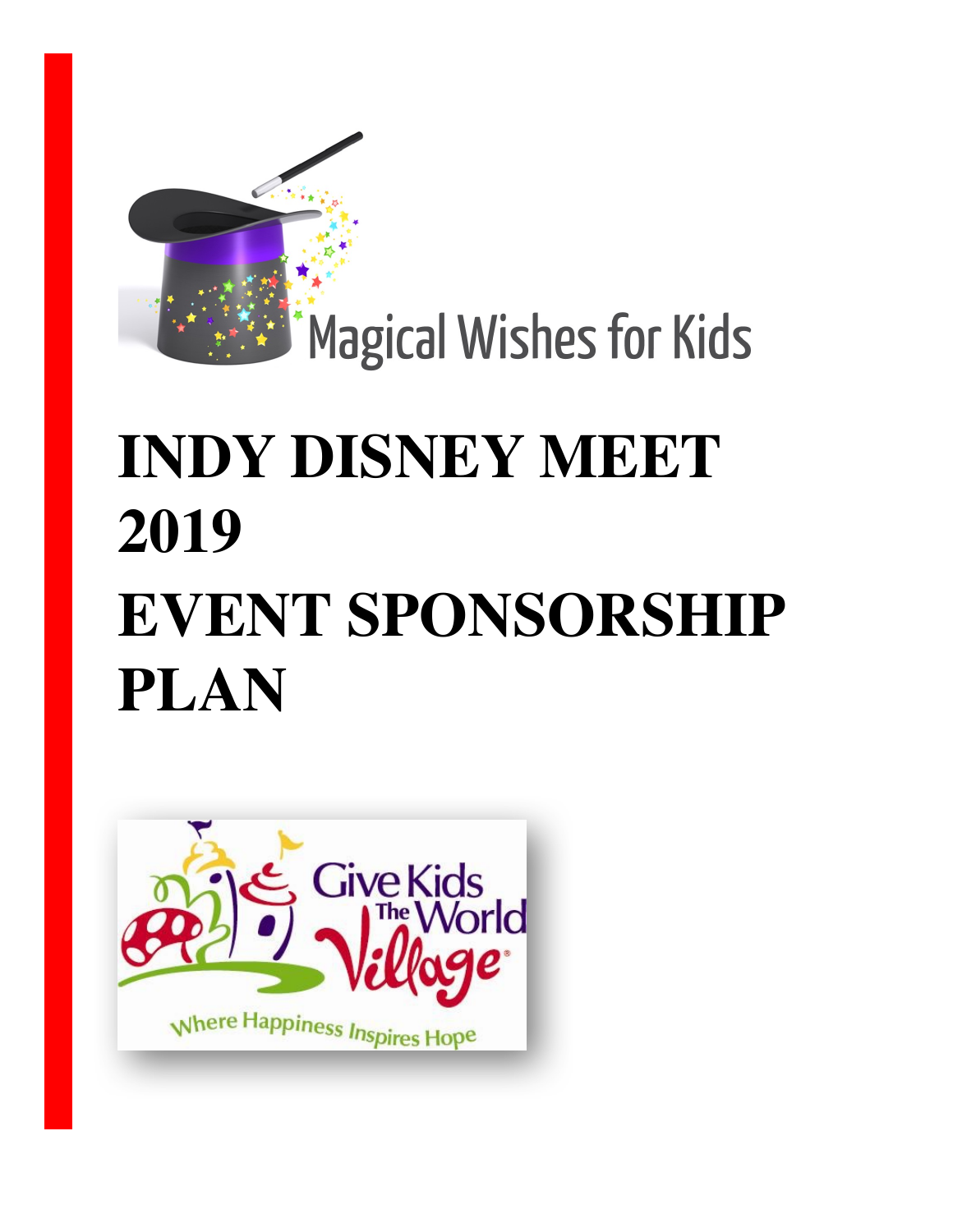Magical Wishes for Kids

# INDY DISNEY MEET 2019
# EVENT SPONSORSHIP PLAN

Give Kids The World Village

Where Happiness Inspires Hope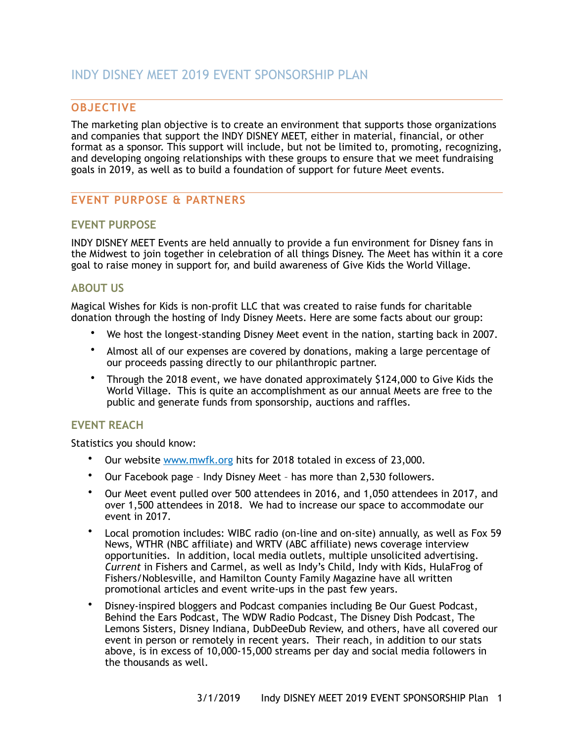# INDY DISNEY MEET 2019 EVENT SPONSORSHIP PLAN

## OBJECTIVE

The marketing plan objective is to create an environment that supports those organizations and companies that support the INDY DISNEY MEET, either in material, financial, or other format as a sponsor. This support will include, but not be limited to, promoting, recognizing, and developing ongoing relationships with these groups to ensure that we meet fundraising goals in 2019, as well as to build a foundation of support for future Meet events.

## EVENT PURPOSE & PARTNERS

### EVENT PURPOSE

INDY DISNEY MEET Events are held annually to provide a fun environment for Disney fans in the Midwest to join together in celebration of all things Disney. The Meet has within it a core goal to raise money in support for, and build awareness of Give Kids the World Village.

### ABOUT US

Magical Wishes for Kids is non-profit LLC that was created to raise funds for charitable donation through the hosting of Indy Disney Meets. Here are some facts about our group:

- We host the longest-standing Disney Meet event in the nation, starting back in 2007.
- Almost all of our expenses are covered by donations, making a large percentage of our proceeds passing directly to our philanthropic partner.
- Through the 2018 event, we have donated approximately $124,000 to Give Kids the World Village. This is quite an accomplishment as our annual Meets are free to the public and generate funds from sponsorship, auctions and raffles.

### EVENT REACH

Statistics you should know:

- Our website [www.mwfk.org](http://www.mwfk.org) hits for 2018 totaled in excess of 23,000.
- Our Facebook page – Indy Disney Meet – has more than 2,530 followers.
- Our Meet event pulled over 500 attendees in 2016, and 1,050 attendees in 2017, and over 1,500 attendees in 2018. We had to increase our space to accommodate our event in 2017.
- Local promotion includes: WIBC radio (on-line and on-site) annually, as well as Fox 59 News, WTHR (NBC affiliate) and WRTV (ABC affiliate) news coverage interview opportunities. In addition, local media outlets, multiple unsolicited advertising. *Current* in Fishers and Carmel, as well as Indy's Child, Indy with Kids, HulaFrog of Fishers/Noblesville, and Hamilton County Family Magazine have all written promotional articles and event write-ups in the past few years.
- Disney-inspired bloggers and Podcast companies including Be Our Guest Podcast, Behind the Ears Podcast, The WDW Radio Podcast, The Disney Dish Podcast, The Lemons Sisters, Disney Indiana, DubDeeDub Review, and others, have all covered our event in person or remotely in recent years. Their reach, in addition to our stats above, is in excess of 10,000-15,000 streams per day and social media followers in the thousands as well.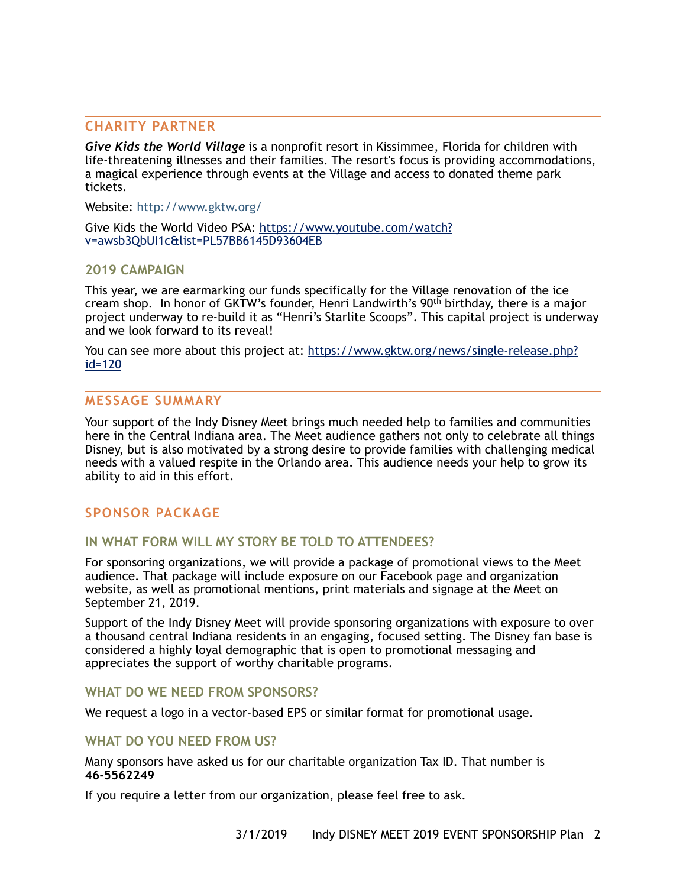## CHARITY PARTNER

***Give Kids the World Village*** is a nonprofit resort in Kissimmee, Florida for children with life-threatening illnesses and their families. The resort's focus is providing accommodations, a magical experience through events at the Village and access to donated theme park tickets.

Website: [http://www.gktw.org/](http://www.gktw.org/)

Give Kids the World Video PSA: [https://www.youtube.com/watch?v=awsb3QbUI1c&list=PL57BB6145D93604EB](https://www.youtube.com/watch?v=awsb3QbUI1c&list=PL57BB6145D93604EB)

### 2019 CAMPAIGN

This year, we are earmarking our funds specifically for the Village renovation of the ice cream shop. In honor of GKTW's founder, Henri Landwirth's 90th birthday, there is a major project underway to re-build it as "Henri's Starlite Scoops". This capital project is underway and we look forward to its reveal!

You can see more about this project at: [https://www.gktw.org/news/single-release.php?id=120](https://www.gktw.org/news/single-release.php?id=120)

## MESSAGE SUMMARY

Your support of the Indy Disney Meet brings much needed help to families and communities here in the Central Indiana area. The Meet audience gathers not only to celebrate all things Disney, but is also motivated by a strong desire to provide families with challenging medical needs with a valued respite in the Orlando area. This audience needs your help to grow its ability to aid in this effort.

## SPONSOR PACKAGE

### IN WHAT FORM WILL MY STORY BE TOLD TO ATTENDEES?

For sponsoring organizations, we will provide a package of promotional views to the Meet audience. That package will include exposure on our Facebook page and organization website, as well as promotional mentions, print materials and signage at the Meet on September 21, 2019.

Support of the Indy Disney Meet will provide sponsoring organizations with exposure to over a thousand central Indiana residents in an engaging, focused setting. The Disney fan base is considered a highly loyal demographic that is open to promotional messaging and appreciates the support of worthy charitable programs.

### WHAT DO WE NEED FROM SPONSORS?

We request a logo in a vector-based EPS or similar format for promotional usage.

### WHAT DO YOU NEED FROM US?

Many sponsors have asked us for our charitable organization Tax ID. That number is **46-5562249**

If you require a letter from our organization, please feel free to ask.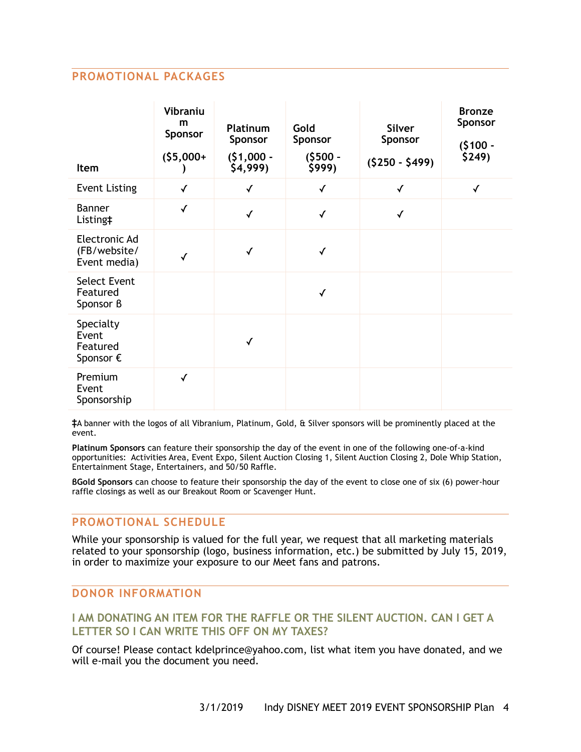## PROMOTIONAL PACKAGES

| Item | Vibranium Sponsor ($5,000+) | Platinum Sponsor ($1,000 - $4,999) | Gold Sponsor ($500 - $999) | Silver Sponsor ($250 - $499) | Bronze Sponsor ($100 - $249) |
|---|---|---|---|---|---|
| Event Listing | ✓ | ✓ | ✓ | ✓ | ✓ |
| Banner Listing‡ | ✓ | ✓ | ✓ | ✓ | |
| Electronic Ad (FB/website/ Event media) | ✓ | ✓ | ✓ | | |
| Select Event Featured Sponsor ß | | | ✓ | | |
| Specialty Event Featured Sponsor € | | ✓ | | | |
| Premium Event Sponsorship | ✓ | | | | |

‡A banner with the logos of all Vibranium, Platinum, Gold, & Silver sponsors will be prominently placed at the event.

**Platinum Sponsors** can feature their sponsorship the day of the event in one of the following one-of-a-kind opportunities: Activities Area, Event Expo, Silent Auction Closing 1, Silent Auction Closing 2, Dole Whip Station, Entertainment Stage, Entertainers, and 50/50 Raffle.

**ßGold Sponsors** can choose to feature their sponsorship the day of the event to close one of six (6) power-hour raffle closings as well as our Breakout Room or Scavenger Hunt.

## PROMOTIONAL SCHEDULE

While your sponsorship is valued for the full year, we request that all marketing materials related to your sponsorship (logo, business information, etc.) be submitted by July 15, 2019, in order to maximize your exposure to our Meet fans and patrons.

## DONOR INFORMATION

### I AM DONATING AN ITEM FOR THE RAFFLE OR THE SILENT AUCTION. CAN I GET A LETTER SO I CAN WRITE THIS OFF ON MY TAXES?

Of course! Please contact kdelprince@yahoo.com, list what item you have donated, and we will e-mail you the document you need.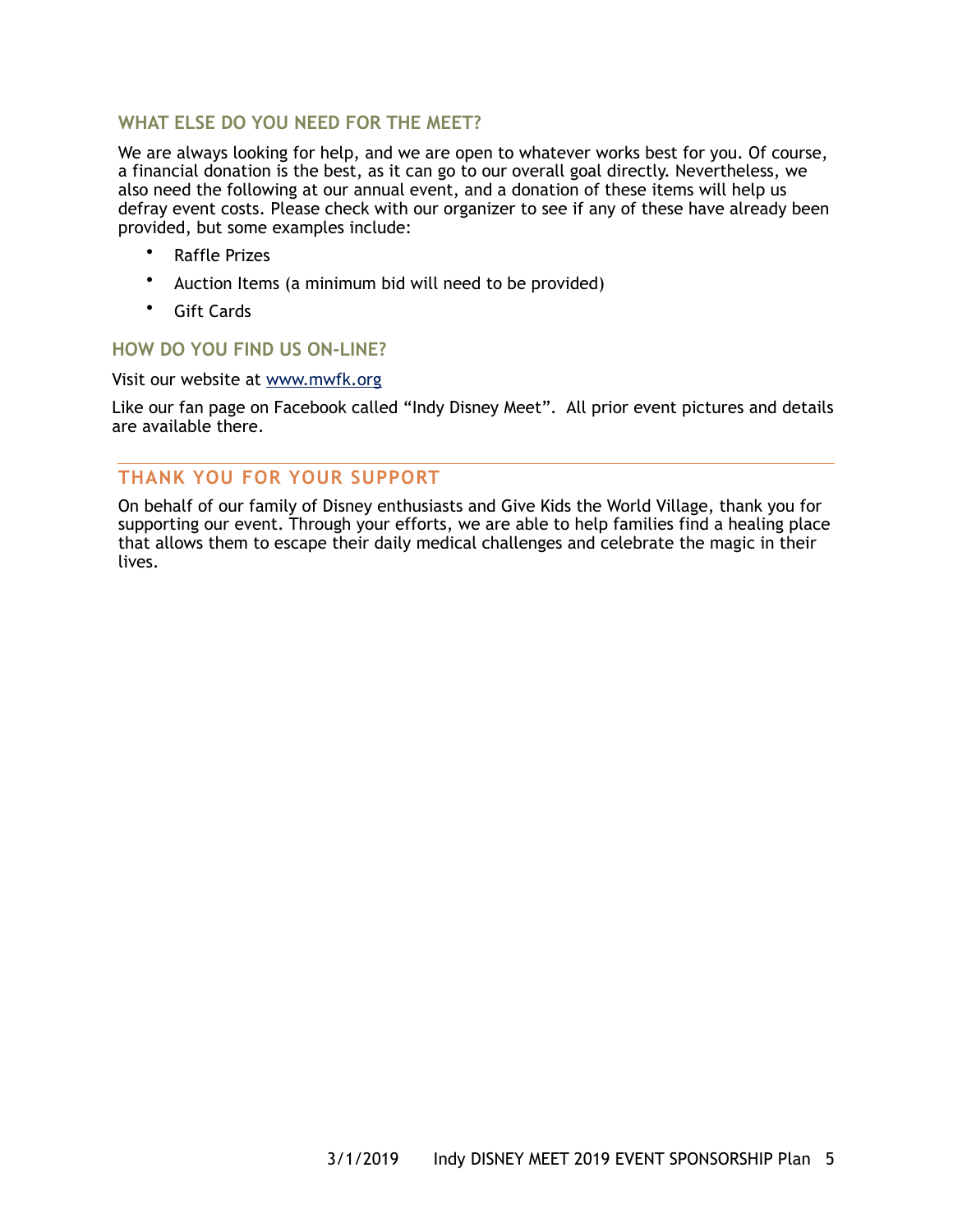## WHAT ELSE DO YOU NEED FOR THE MEET?

We are always looking for help, and we are open to whatever works best for you. Of course, a financial donation is the best, as it can go to our overall goal directly. Nevertheless, we also need the following at our annual event, and a donation of these items will help us defray event costs. Please check with our organizer to see if any of these have already been provided, but some examples include:

- Raffle Prizes
- Auction Items (a minimum bid will need to be provided)
- Gift Cards

## HOW DO YOU FIND US ON-LINE?

Visit our website at [www.mwfk.org](http://www.mwfk.org)

Like our fan page on Facebook called "Indy Disney Meet". All prior event pictures and details are available there.

## THANK YOU FOR YOUR SUPPORT

On behalf of our family of Disney enthusiasts and Give Kids the World Village, thank you for supporting our event. Through your efforts, we are able to help families find a healing place that allows them to escape their daily medical challenges and celebrate the magic in their lives.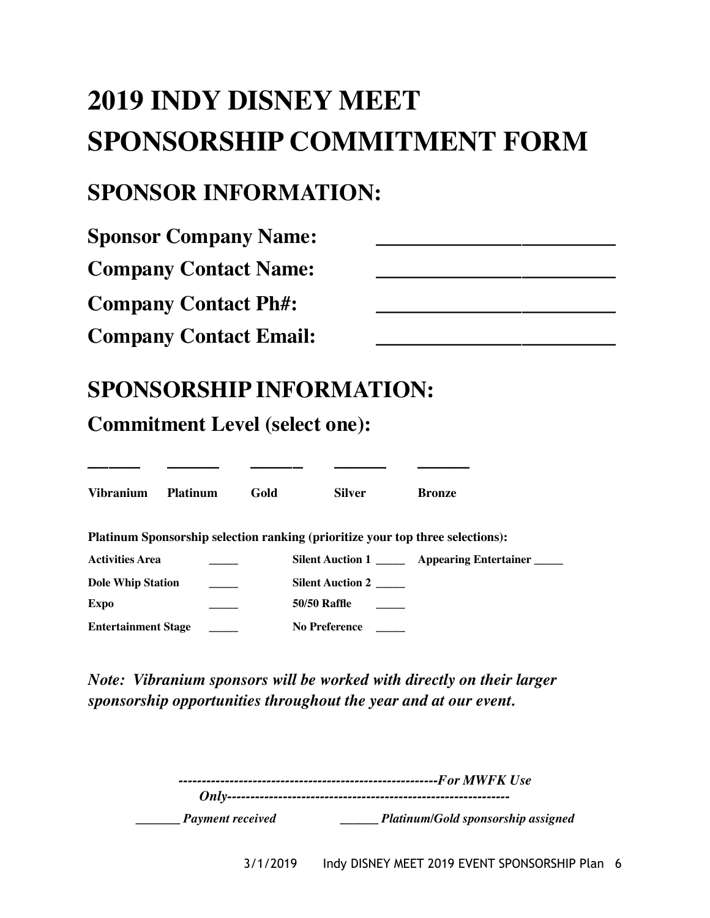# 2019 INDY DISNEY MEET SPONSORSHIP COMMITMENT FORM

## SPONSOR INFORMATION:

**Sponsor Company Name:** ______________________

**Company Contact Name:** ______________________

**Company Contact Ph#:** ______________________

**Company Contact Email:** ______________________

## SPONSORSHIP INFORMATION:

### Commitment Level (select one):

| _____ | _____ | _____ | _____ | _____ |
|---|---|---|---|---|
| **Vibranium** | **Platinum** | **Gold** | **Silver** | **Bronze** |

**Platinum Sponsorship selection ranking (prioritize your top three selections):**

| | | | | | |
|---|---|---|---|---|---|
| **Activities Area** | _____ | **Silent Auction 1** | _____ | **Appearing Entertainer** | _____ |
| **Dole Whip Station** | _____ | **Silent Auction 2** | _____ | | |
| **Expo** | _____ | **50/50 Raffle** | _____ | | |
| **Entertainment Stage** | _____ | **No Preference** | _____ | | |

***Note: Vibranium sponsors will be worked with directly on their larger sponsorship opportunities throughout the year and at our event.***

***------------------------------------------------------For MWFK Use Only------------------------------------------------------------***

***_______ Payment received*** ***______ Platinum/Gold sponsorship assigned***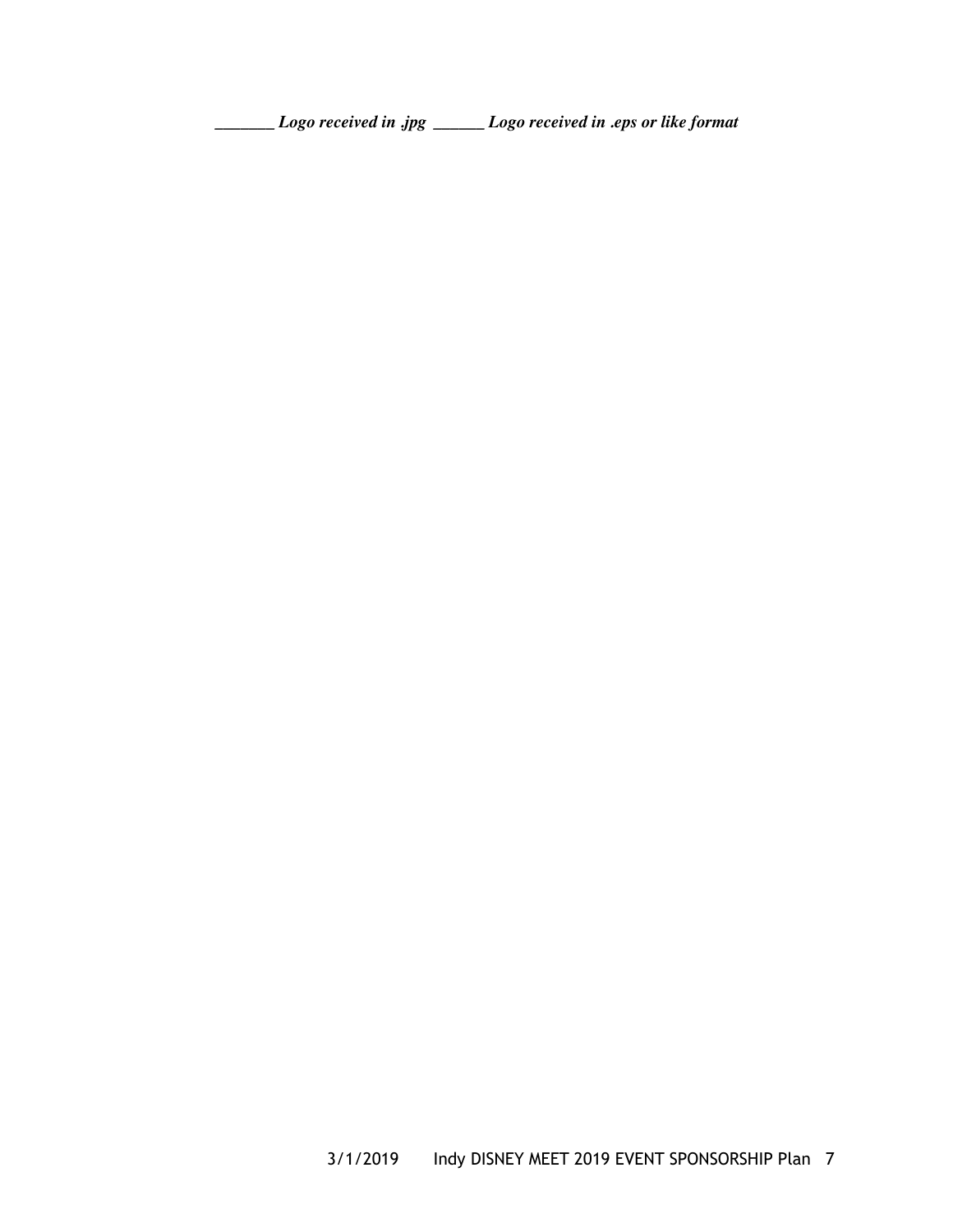***_______ Logo received in .jpg ______ Logo received in .eps or like format***